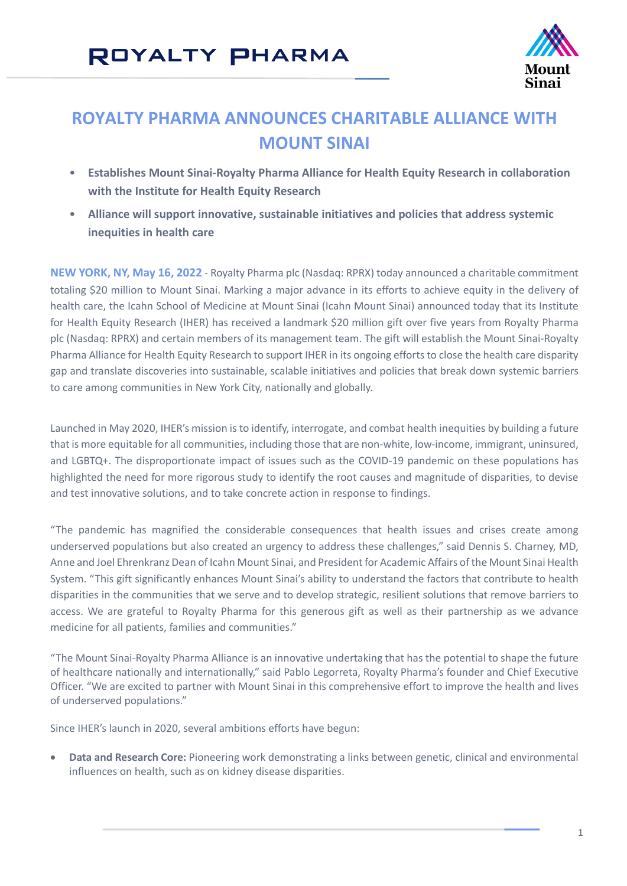# ROYALTY PHARMA ANNOUNCES CHARITABLE ALLIANCE WITH MOUNT SINAI

- **Establishes Mount Sinai-Royalty Pharma Alliance for Health Equity Research in collaboration with the Institute for Health Equity Research**
- **Alliance will support innovative, sustainable initiatives and policies that address systemic inequities in health care**

**NEW YORK, NY, May 16, 2022** - Royalty Pharma plc (Nasdaq: RPRX) today announced a charitable commitment totaling $20 million to Mount Sinai. Marking a major advance in its efforts to achieve equity in the delivery of health care, the Icahn School of Medicine at Mount Sinai (Icahn Mount Sinai) announced today that its Institute for Health Equity Research (IHER) has received a landmark $20 million gift over five years from Royalty Pharma plc (Nasdaq: RPRX) and certain members of its management team. The gift will establish the Mount Sinai-Royalty Pharma Alliance for Health Equity Research to support IHER in its ongoing efforts to close the health care disparity gap and translate discoveries into sustainable, scalable initiatives and policies that break down systemic barriers to care among communities in New York City, nationally and globally.

Launched in May 2020, IHER's mission is to identify, interrogate, and combat health inequities by building a future that is more equitable for all communities, including those that are non-white, low-income, immigrant, uninsured, and LGBTQ+. The disproportionate impact of issues such as the COVID-19 pandemic on these populations has highlighted the need for more rigorous study to identify the root causes and magnitude of disparities, to devise and test innovative solutions, and to take concrete action in response to findings.

"The pandemic has magnified the considerable consequences that health issues and crises create among underserved populations but also created an urgency to address these challenges," said Dennis S. Charney, MD, Anne and Joel Ehrenkranz Dean of Icahn Mount Sinai, and President for Academic Affairs of the Mount Sinai Health System. "This gift significantly enhances Mount Sinai's ability to understand the factors that contribute to health disparities in the communities that we serve and to develop strategic, resilient solutions that remove barriers to access. We are grateful to Royalty Pharma for this generous gift as well as their partnership as we advance medicine for all patients, families and communities."

"The Mount Sinai-Royalty Pharma Alliance is an innovative undertaking that has the potential to shape the future of healthcare nationally and internationally," said Pablo Legorreta, Royalty Pharma's founder and Chief Executive Officer. "We are excited to partner with Mount Sinai in this comprehensive effort to improve the health and lives of underserved populations."

Since IHER's launch in 2020, several ambitions efforts have begun:

- **Data and Research Core:** Pioneering work demonstrating a links between genetic, clinical and environmental influences on health, such as on kidney disease disparities.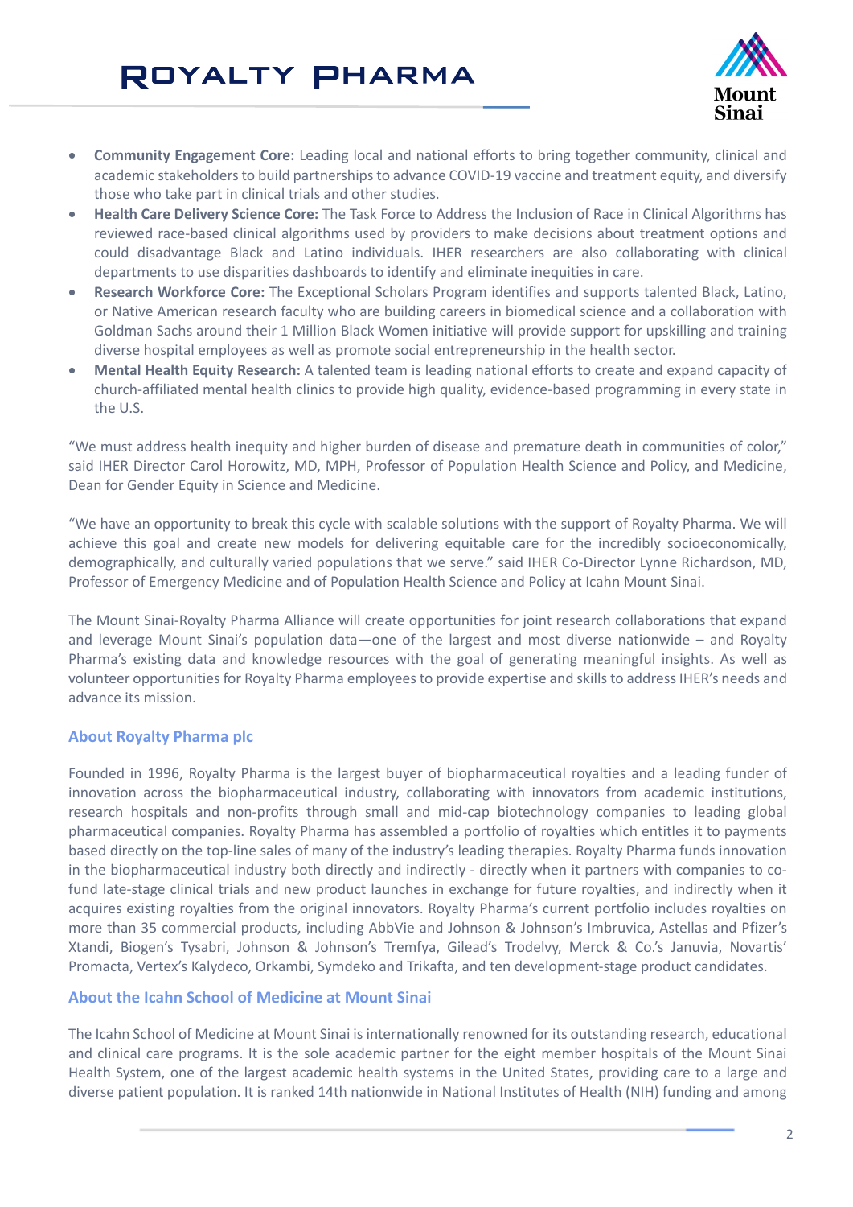- **Community Engagement Core:** Leading local and national efforts to bring together community, clinical and academic stakeholders to build partnerships to advance COVID-19 vaccine and treatment equity, and diversify those who take part in clinical trials and other studies.
- **Health Care Delivery Science Core:** The Task Force to Address the Inclusion of Race in Clinical Algorithms has reviewed race-based clinical algorithms used by providers to make decisions about treatment options and could disadvantage Black and Latino individuals. IHER researchers are also collaborating with clinical departments to use disparities dashboards to identify and eliminate inequities in care.
- **Research Workforce Core:** The Exceptional Scholars Program identifies and supports talented Black, Latino, or Native American research faculty who are building careers in biomedical science and a collaboration with Goldman Sachs around their 1 Million Black Women initiative will provide support for upskilling and training diverse hospital employees as well as promote social entrepreneurship in the health sector.
- **Mental Health Equity Research:** A talented team is leading national efforts to create and expand capacity of church-affiliated mental health clinics to provide high quality, evidence-based programming in every state in the U.S.

"We must address health inequity and higher burden of disease and premature death in communities of color," said IHER Director Carol Horowitz, MD, MPH, Professor of Population Health Science and Policy, and Medicine, Dean for Gender Equity in Science and Medicine.

"We have an opportunity to break this cycle with scalable solutions with the support of Royalty Pharma. We will achieve this goal and create new models for delivering equitable care for the incredibly socioeconomically, demographically, and culturally varied populations that we serve." said IHER Co-Director Lynne Richardson, MD, Professor of Emergency Medicine and of Population Health Science and Policy at Icahn Mount Sinai.

The Mount Sinai-Royalty Pharma Alliance will create opportunities for joint research collaborations that expand and leverage Mount Sinai's population data—one of the largest and most diverse nationwide – and Royalty Pharma's existing data and knowledge resources with the goal of generating meaningful insights. As well as volunteer opportunities for Royalty Pharma employees to provide expertise and skills to address IHER's needs and advance its mission.

### About Royalty Pharma plc

Founded in 1996, Royalty Pharma is the largest buyer of biopharmaceutical royalties and a leading funder of innovation across the biopharmaceutical industry, collaborating with innovators from academic institutions, research hospitals and non-profits through small and mid-cap biotechnology companies to leading global pharmaceutical companies. Royalty Pharma has assembled a portfolio of royalties which entitles it to payments based directly on the top-line sales of many of the industry's leading therapies. Royalty Pharma funds innovation in the biopharmaceutical industry both directly and indirectly - directly when it partners with companies to co-fund late-stage clinical trials and new product launches in exchange for future royalties, and indirectly when it acquires existing royalties from the original innovators. Royalty Pharma's current portfolio includes royalties on more than 35 commercial products, including AbbVie and Johnson & Johnson's Imbruvica, Astellas and Pfizer's Xtandi, Biogen's Tysabri, Johnson & Johnson's Tremfya, Gilead's Trodelvy, Merck & Co.'s Januvia, Novartis' Promacta, Vertex's Kalydeco, Orkambi, Symdeko and Trikafta, and ten development-stage product candidates.

### About the Icahn School of Medicine at Mount Sinai

The Icahn School of Medicine at Mount Sinai is internationally renowned for its outstanding research, educational and clinical care programs. It is the sole academic partner for the eight member hospitals of the Mount Sinai Health System, one of the largest academic health systems in the United States, providing care to a large and diverse patient population. It is ranked 14th nationwide in National Institutes of Health (NIH) funding and among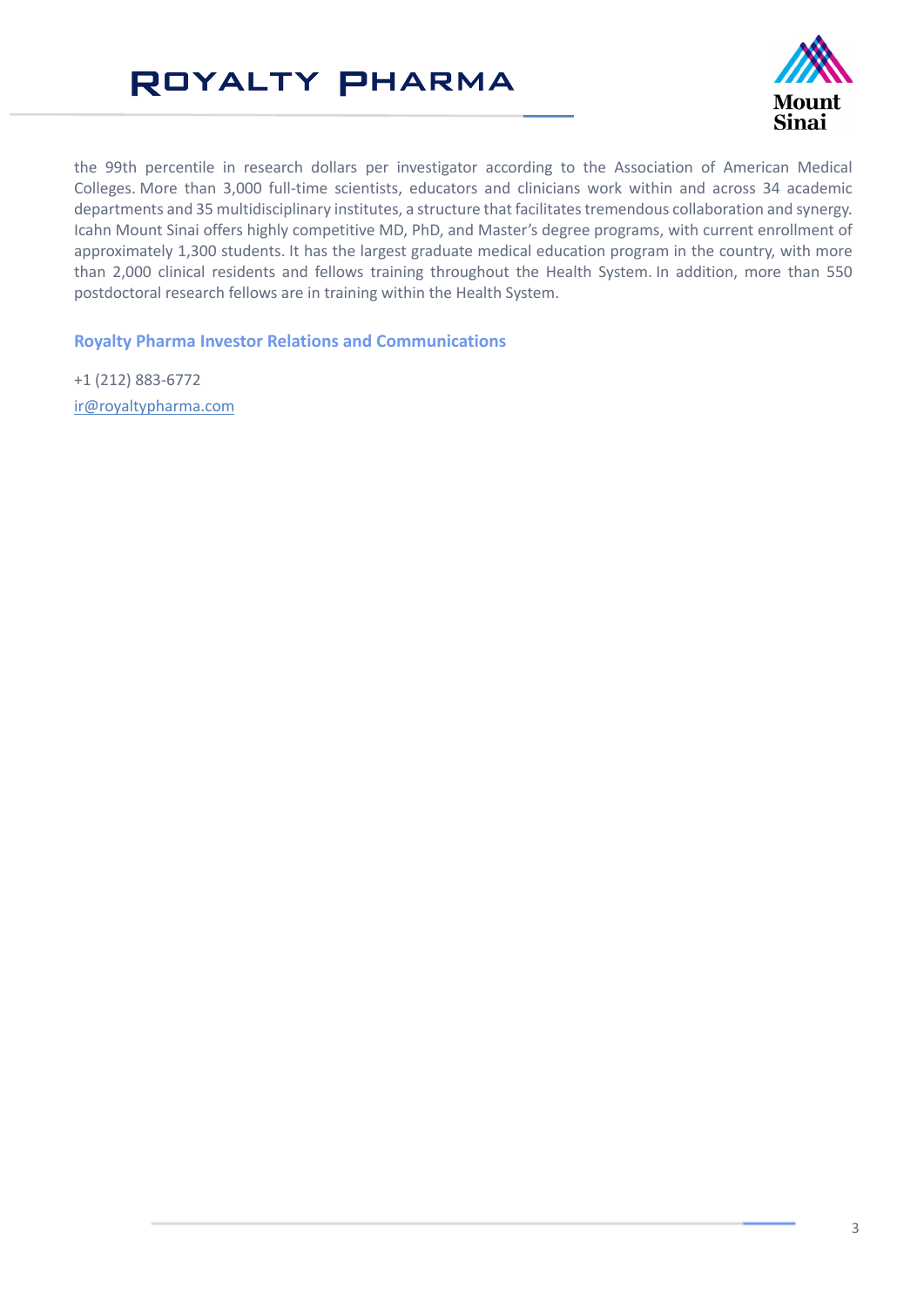the 99th percentile in research dollars per investigator according to the Association of American Medical Colleges. More than 3,000 full-time scientists, educators and clinicians work within and across 34 academic departments and 35 multidisciplinary institutes, a structure that facilitates tremendous collaboration and synergy. Icahn Mount Sinai offers highly competitive MD, PhD, and Master's degree programs, with current enrollment of approximately 1,300 students. It has the largest graduate medical education program in the country, with more than 2,000 clinical residents and fellows training throughout the Health System. In addition, more than 550 postdoctoral research fellows are in training within the Health System.

### Royalty Pharma Investor Relations and Communications

+1 (212) 883-6772
ir@royaltypharma.com